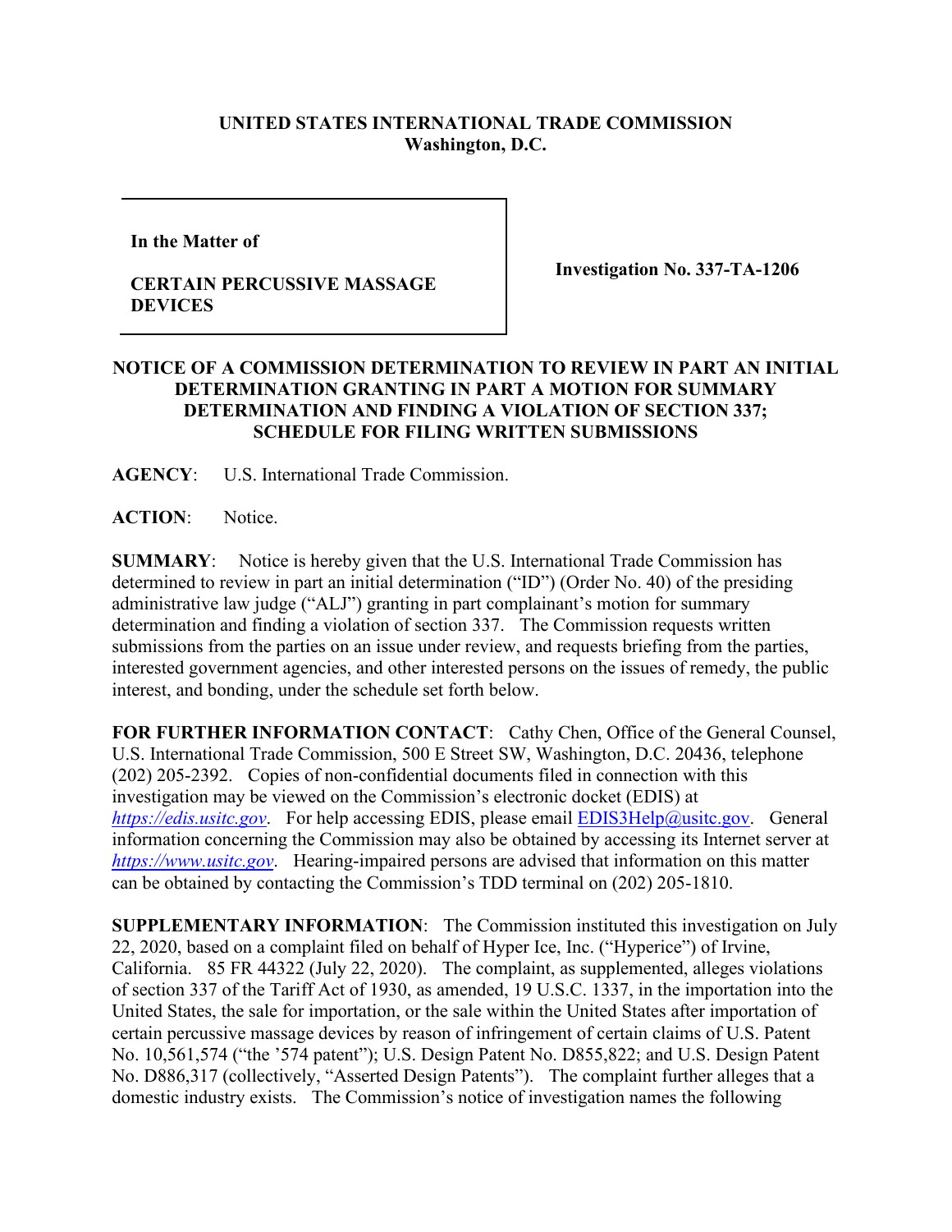**UNITED STATES INTERNATIONAL TRADE COMMISSION**
**Washington, D.C.**

| In the Matter of<br><br>**CERTAIN PERCUSSIVE MASSAGE DEVICES** | **Investigation No. 337-TA-1206** |
|---|---|

**NOTICE OF A COMMISSION DETERMINATION TO REVIEW IN PART AN INITIAL DETERMINATION GRANTING IN PART A MOTION FOR SUMMARY DETERMINATION AND FINDING A VIOLATION OF SECTION 337; SCHEDULE FOR FILING WRITTEN SUBMISSIONS**

**AGENCY**: U.S. International Trade Commission.

**ACTION**: Notice.

**SUMMARY**: Notice is hereby given that the U.S. International Trade Commission has determined to review in part an initial determination ("ID") (Order No. 40) of the presiding administrative law judge ("ALJ") granting in part complainant's motion for summary determination and finding a violation of section 337. The Commission requests written submissions from the parties on an issue under review, and requests briefing from the parties, interested government agencies, and other interested persons on the issues of remedy, the public interest, and bonding, under the schedule set forth below.

**FOR FURTHER INFORMATION CONTACT**: Cathy Chen, Office of the General Counsel, U.S. International Trade Commission, 500 E Street SW, Washington, D.C. 20436, telephone (202) 205-2392. Copies of non-confidential documents filed in connection with this investigation may be viewed on the Commission's electronic docket (EDIS) at *https://edis.usitc.gov*. For help accessing EDIS, please email EDIS3Help@usitc.gov. General information concerning the Commission may also be obtained by accessing its Internet server at *https://www.usitc.gov*. Hearing-impaired persons are advised that information on this matter can be obtained by contacting the Commission's TDD terminal on (202) 205-1810.

**SUPPLEMENTARY INFORMATION**: The Commission instituted this investigation on July 22, 2020, based on a complaint filed on behalf of Hyper Ice, Inc. ("Hyperice") of Irvine, California. 85 FR 44322 (July 22, 2020). The complaint, as supplemented, alleges violations of section 337 of the Tariff Act of 1930, as amended, 19 U.S.C. 1337, in the importation into the United States, the sale for importation, or the sale within the United States after importation of certain percussive massage devices by reason of infringement of certain claims of U.S. Patent No. 10,561,574 ("the '574 patent"); U.S. Design Patent No. D855,822; and U.S. Design Patent No. D886,317 (collectively, "Asserted Design Patents"). The complaint further alleges that a domestic industry exists. The Commission's notice of investigation names the following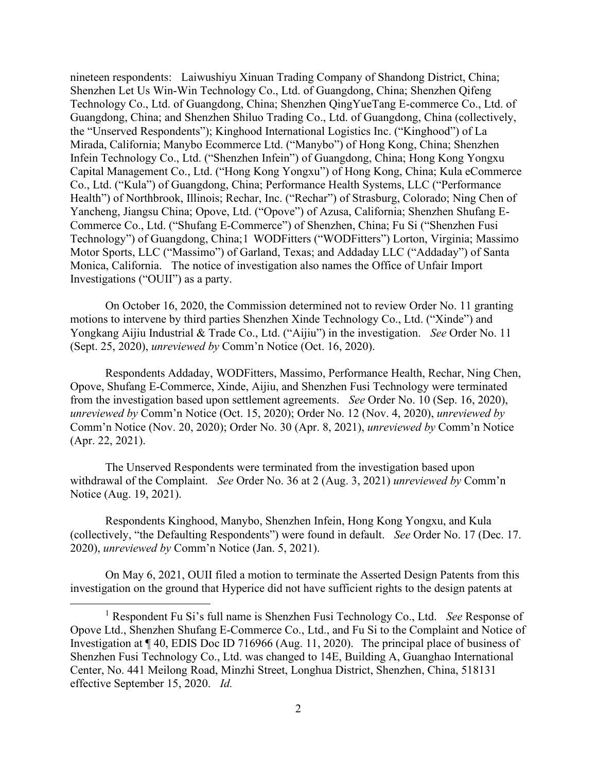nineteen respondents: Laiwushiyu Xinuan Trading Company of Shandong District, China; Shenzhen Let Us Win-Win Technology Co., Ltd. of Guangdong, China; Shenzhen Qifeng Technology Co., Ltd. of Guangdong, China; Shenzhen QingYueTang E-commerce Co., Ltd. of Guangdong, China; and Shenzhen Shiluo Trading Co., Ltd. of Guangdong, China (collectively, the "Unserved Respondents"); Kinghood International Logistics Inc. ("Kinghood") of La Mirada, California; Manybo Ecommerce Ltd. ("Manybo") of Hong Kong, China; Shenzhen Infein Technology Co., Ltd. ("Shenzhen Infein") of Guangdong, China; Hong Kong Yongxu Capital Management Co., Ltd. ("Hong Kong Yongxu") of Hong Kong, China; Kula eCommerce Co., Ltd. ("Kula") of Guangdong, China; Performance Health Systems, LLC ("Performance Health") of Northbrook, Illinois; Rechar, Inc. ("Rechar") of Strasburg, Colorado; Ning Chen of Yancheng, Jiangsu China; Opove, Ltd. ("Opove") of Azusa, California; Shenzhen Shufang E-Commerce Co., Ltd. ("Shufang E-Commerce") of Shenzhen, China; Fu Si ("Shenzhen Fusi Technology") of Guangdong, China;[1] WODFitters ("WODFitters") Lorton, Virginia; Massimo Motor Sports, LLC ("Massimo") of Garland, Texas; and Addaday LLC ("Addaday") of Santa Monica, California. The notice of investigation also names the Office of Unfair Import Investigations ("OUII") as a party.

On October 16, 2020, the Commission determined not to review Order No. 11 granting motions to intervene by third parties Shenzhen Xinde Technology Co., Ltd. ("Xinde") and Yongkang Aijiu Industrial & Trade Co., Ltd. ("Aijiu") in the investigation. *See* Order No. 11 (Sept. 25, 2020), *unreviewed by* Comm'n Notice (Oct. 16, 2020).

Respondents Addaday, WODFitters, Massimo, Performance Health, Rechar, Ning Chen, Opove, Shufang E-Commerce, Xinde, Aijiu, and Shenzhen Fusi Technology were terminated from the investigation based upon settlement agreements. *See* Order No. 10 (Sep. 16, 2020), *unreviewed by* Comm'n Notice (Oct. 15, 2020); Order No. 12 (Nov. 4, 2020), *unreviewed by* Comm'n Notice (Nov. 20, 2020); Order No. 30 (Apr. 8, 2021), *unreviewed by* Comm'n Notice (Apr. 22, 2021).

The Unserved Respondents were terminated from the investigation based upon withdrawal of the Complaint. *See* Order No. 36 at 2 (Aug. 3, 2021) *unreviewed by* Comm'n Notice (Aug. 19, 2021).

Respondents Kinghood, Manybo, Shenzhen Infein, Hong Kong Yongxu, and Kula (collectively, "the Defaulting Respondents") were found in default. *See* Order No. 17 (Dec. 17. 2020), *unreviewed by* Comm'n Notice (Jan. 5, 2021).

On May 6, 2021, OUII filed a motion to terminate the Asserted Design Patents from this investigation on the ground that Hyperice did not have sufficient rights to the design patents at

---

[1] Respondent Fu Si's full name is Shenzhen Fusi Technology Co., Ltd. *See* Response of Opove Ltd., Shenzhen Shufang E-Commerce Co., Ltd., and Fu Si to the Complaint and Notice of Investigation at ¶ 40, EDIS Doc ID 716966 (Aug. 11, 2020). The principal place of business of Shenzhen Fusi Technology Co., Ltd. was changed to 14E, Building A, Guanghao International Center, No. 441 Meilong Road, Minzhi Street, Longhua District, Shenzhen, China, 518131 effective September 15, 2020. *Id.*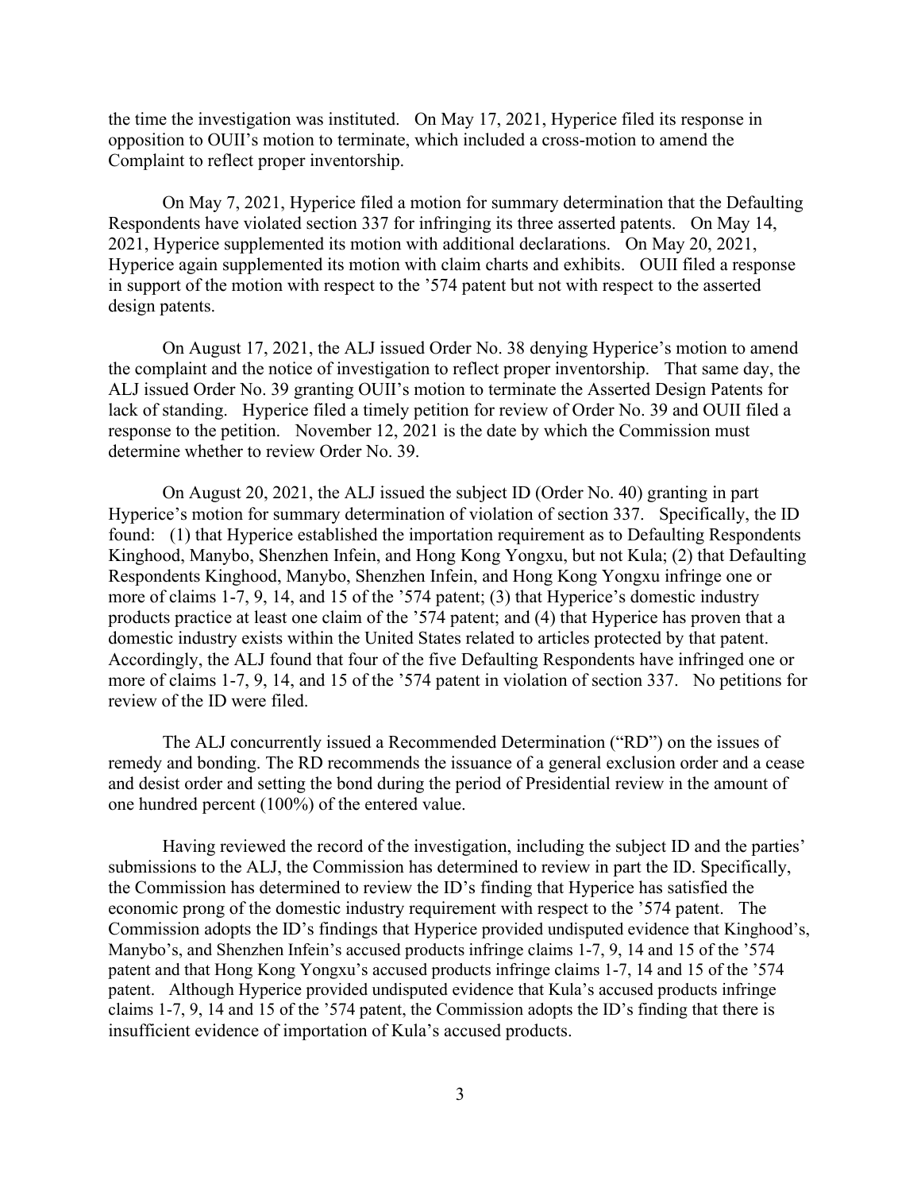the time the investigation was instituted. On May 17, 2021, Hyperice filed its response in opposition to OUII's motion to terminate, which included a cross-motion to amend the Complaint to reflect proper inventorship.

On May 7, 2021, Hyperice filed a motion for summary determination that the Defaulting Respondents have violated section 337 for infringing its three asserted patents. On May 14, 2021, Hyperice supplemented its motion with additional declarations. On May 20, 2021, Hyperice again supplemented its motion with claim charts and exhibits. OUII filed a response in support of the motion with respect to the '574 patent but not with respect to the asserted design patents.

On August 17, 2021, the ALJ issued Order No. 38 denying Hyperice's motion to amend the complaint and the notice of investigation to reflect proper inventorship. That same day, the ALJ issued Order No. 39 granting OUII's motion to terminate the Asserted Design Patents for lack of standing. Hyperice filed a timely petition for review of Order No. 39 and OUII filed a response to the petition. November 12, 2021 is the date by which the Commission must determine whether to review Order No. 39.

On August 20, 2021, the ALJ issued the subject ID (Order No. 40) granting in part Hyperice's motion for summary determination of violation of section 337. Specifically, the ID found: (1) that Hyperice established the importation requirement as to Defaulting Respondents Kinghood, Manybo, Shenzhen Infein, and Hong Kong Yongxu, but not Kula; (2) that Defaulting Respondents Kinghood, Manybo, Shenzhen Infein, and Hong Kong Yongxu infringe one or more of claims 1-7, 9, 14, and 15 of the '574 patent; (3) that Hyperice's domestic industry products practice at least one claim of the '574 patent; and (4) that Hyperice has proven that a domestic industry exists within the United States related to articles protected by that patent. Accordingly, the ALJ found that four of the five Defaulting Respondents have infringed one or more of claims 1-7, 9, 14, and 15 of the '574 patent in violation of section 337. No petitions for review of the ID were filed.

The ALJ concurrently issued a Recommended Determination ("RD") on the issues of remedy and bonding. The RD recommends the issuance of a general exclusion order and a cease and desist order and setting the bond during the period of Presidential review in the amount of one hundred percent (100%) of the entered value.

Having reviewed the record of the investigation, including the subject ID and the parties' submissions to the ALJ, the Commission has determined to review in part the ID. Specifically, the Commission has determined to review the ID's finding that Hyperice has satisfied the economic prong of the domestic industry requirement with respect to the '574 patent. The Commission adopts the ID's findings that Hyperice provided undisputed evidence that Kinghood's, Manybo's, and Shenzhen Infein's accused products infringe claims 1-7, 9, 14 and 15 of the '574 patent and that Hong Kong Yongxu's accused products infringe claims 1-7, 14 and 15 of the '574 patent. Although Hyperice provided undisputed evidence that Kula's accused products infringe claims 1-7, 9, 14 and 15 of the '574 patent, the Commission adopts the ID's finding that there is insufficient evidence of importation of Kula's accused products.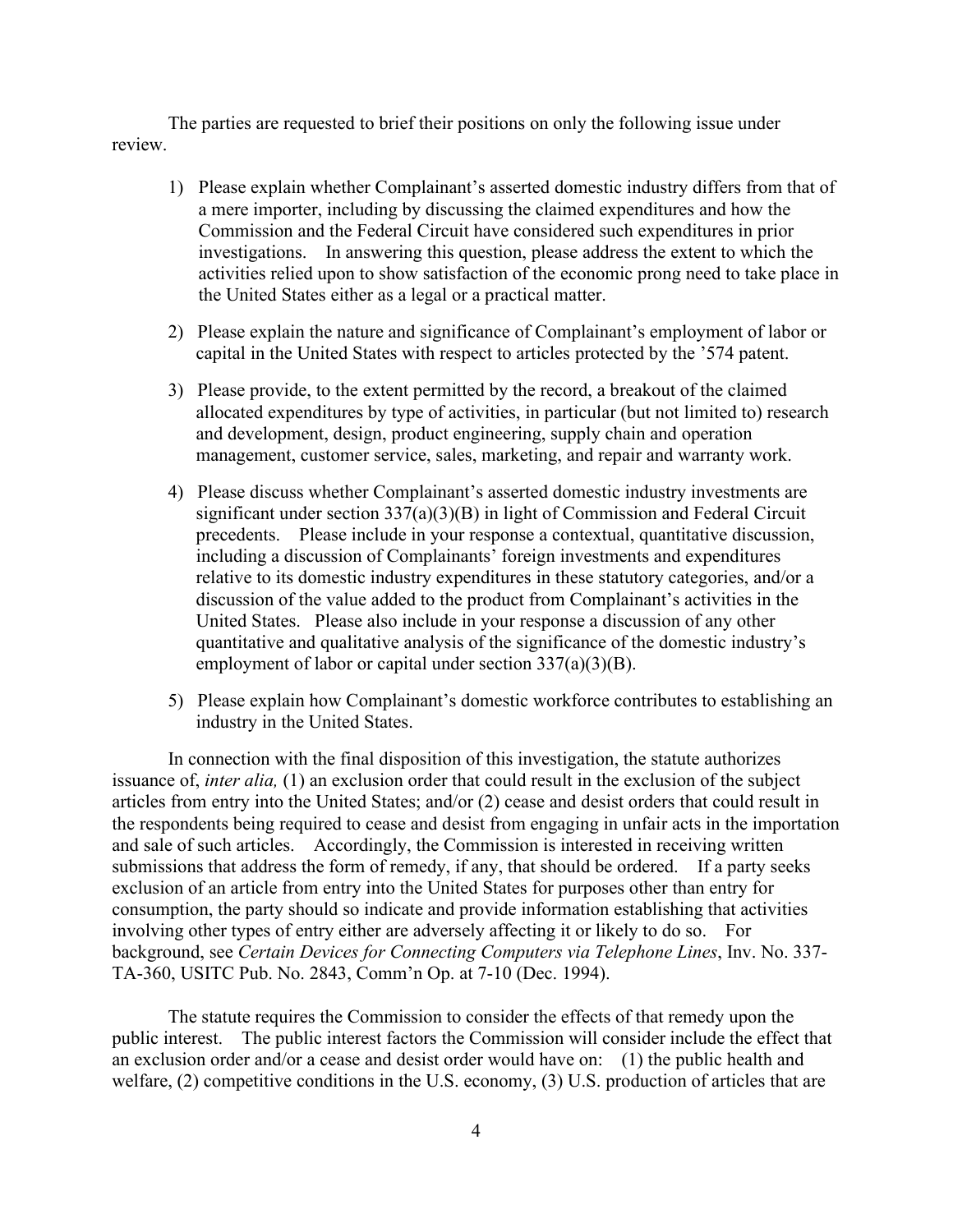The parties are requested to brief their positions on only the following issue under review.

1) Please explain whether Complainant's asserted domestic industry differs from that of a mere importer, including by discussing the claimed expenditures and how the Commission and the Federal Circuit have considered such expenditures in prior investigations. In answering this question, please address the extent to which the activities relied upon to show satisfaction of the economic prong need to take place in the United States either as a legal or a practical matter.

2) Please explain the nature and significance of Complainant's employment of labor or capital in the United States with respect to articles protected by the '574 patent.

3) Please provide, to the extent permitted by the record, a breakout of the claimed allocated expenditures by type of activities, in particular (but not limited to) research and development, design, product engineering, supply chain and operation management, customer service, sales, marketing, and repair and warranty work.

4) Please discuss whether Complainant's asserted domestic industry investments are significant under section 337(a)(3)(B) in light of Commission and Federal Circuit precedents. Please include in your response a contextual, quantitative discussion, including a discussion of Complainants' foreign investments and expenditures relative to its domestic industry expenditures in these statutory categories, and/or a discussion of the value added to the product from Complainant's activities in the United States. Please also include in your response a discussion of any other quantitative and qualitative analysis of the significance of the domestic industry's employment of labor or capital under section 337(a)(3)(B).

5) Please explain how Complainant's domestic workforce contributes to establishing an industry in the United States.

In connection with the final disposition of this investigation, the statute authorizes issuance of, *inter alia,* (1) an exclusion order that could result in the exclusion of the subject articles from entry into the United States; and/or (2) cease and desist orders that could result in the respondents being required to cease and desist from engaging in unfair acts in the importation and sale of such articles. Accordingly, the Commission is interested in receiving written submissions that address the form of remedy, if any, that should be ordered. If a party seeks exclusion of an article from entry into the United States for purposes other than entry for consumption, the party should so indicate and provide information establishing that activities involving other types of entry either are adversely affecting it or likely to do so. For background, see *Certain Devices for Connecting Computers via Telephone Lines*, Inv. No. 337-TA-360, USITC Pub. No. 2843, Comm'n Op. at 7-10 (Dec. 1994).

The statute requires the Commission to consider the effects of that remedy upon the public interest. The public interest factors the Commission will consider include the effect that an exclusion order and/or a cease and desist order would have on: (1) the public health and welfare, (2) competitive conditions in the U.S. economy, (3) U.S. production of articles that are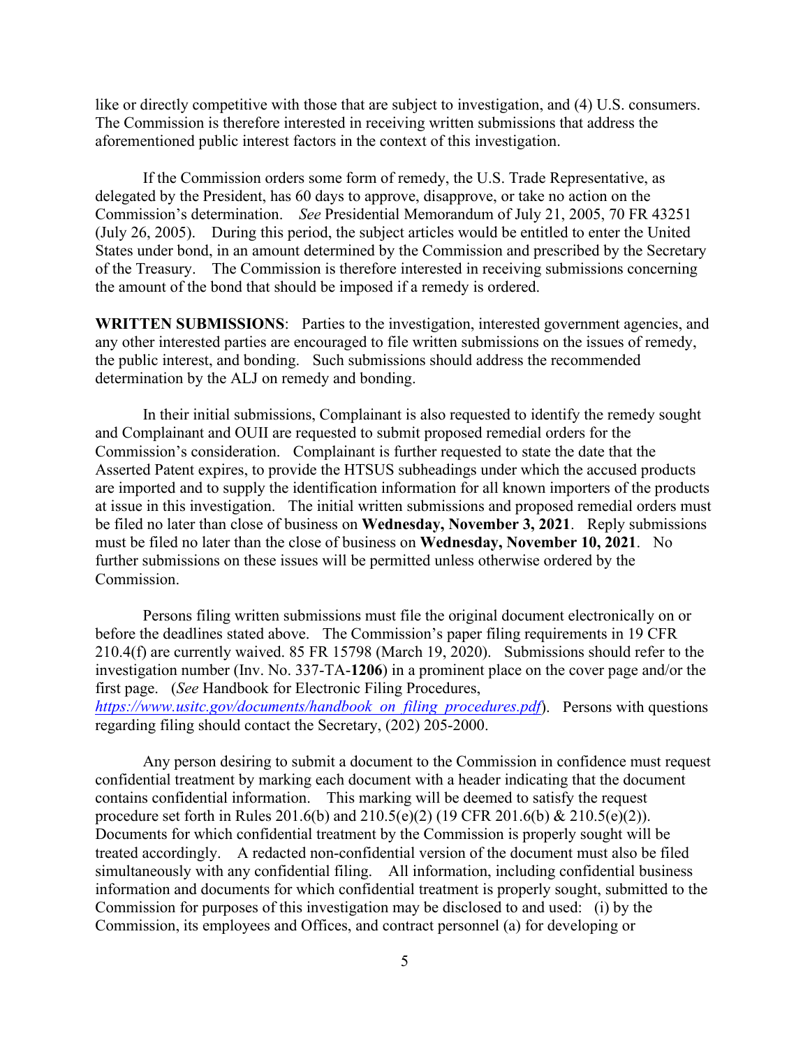like or directly competitive with those that are subject to investigation, and (4) U.S. consumers. The Commission is therefore interested in receiving written submissions that address the aforementioned public interest factors in the context of this investigation.

If the Commission orders some form of remedy, the U.S. Trade Representative, as delegated by the President, has 60 days to approve, disapprove, or take no action on the Commission's determination. *See* Presidential Memorandum of July 21, 2005, 70 FR 43251 (July 26, 2005). During this period, the subject articles would be entitled to enter the United States under bond, in an amount determined by the Commission and prescribed by the Secretary of the Treasury. The Commission is therefore interested in receiving submissions concerning the amount of the bond that should be imposed if a remedy is ordered.

**WRITTEN SUBMISSIONS**: Parties to the investigation, interested government agencies, and any other interested parties are encouraged to file written submissions on the issues of remedy, the public interest, and bonding. Such submissions should address the recommended determination by the ALJ on remedy and bonding.

In their initial submissions, Complainant is also requested to identify the remedy sought and Complainant and OUII are requested to submit proposed remedial orders for the Commission's consideration. Complainant is further requested to state the date that the Asserted Patent expires, to provide the HTSUS subheadings under which the accused products are imported and to supply the identification information for all known importers of the products at issue in this investigation. The initial written submissions and proposed remedial orders must be filed no later than close of business on **Wednesday, November 3, 2021**. Reply submissions must be filed no later than the close of business on **Wednesday, November 10, 2021**. No further submissions on these issues will be permitted unless otherwise ordered by the Commission.

Persons filing written submissions must file the original document electronically on or before the deadlines stated above. The Commission's paper filing requirements in 19 CFR 210.4(f) are currently waived. 85 FR 15798 (March 19, 2020). Submissions should refer to the investigation number (Inv. No. 337-TA-**1206**) in a prominent place on the cover page and/or the first page. (*See* Handbook for Electronic Filing Procedures, *https://www.usitc.gov/documents/handbook_on_filing_procedures.pdf*). Persons with questions regarding filing should contact the Secretary, (202) 205-2000.

Any person desiring to submit a document to the Commission in confidence must request confidential treatment by marking each document with a header indicating that the document contains confidential information. This marking will be deemed to satisfy the request procedure set forth in Rules 201.6(b) and 210.5(e)(2) (19 CFR 201.6(b) & 210.5(e)(2)). Documents for which confidential treatment by the Commission is properly sought will be treated accordingly. A redacted non-confidential version of the document must also be filed simultaneously with any confidential filing. All information, including confidential business information and documents for which confidential treatment is properly sought, submitted to the Commission for purposes of this investigation may be disclosed to and used: (i) by the Commission, its employees and Offices, and contract personnel (a) for developing or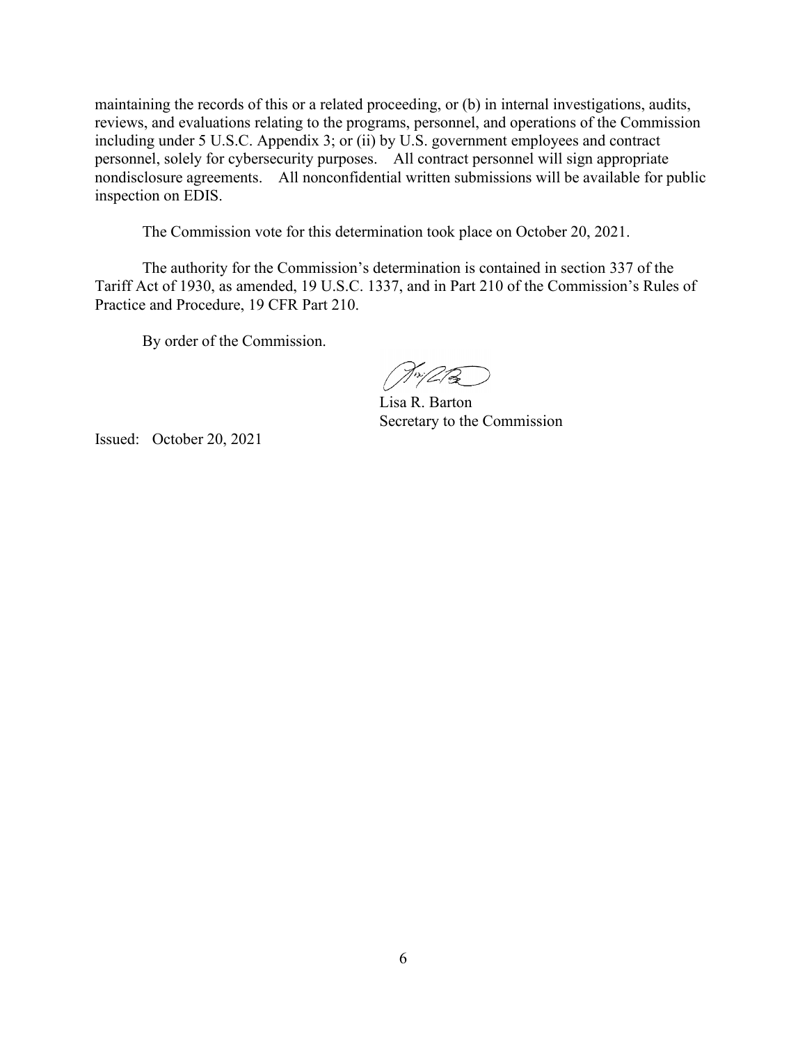maintaining the records of this or a related proceeding, or (b) in internal investigations, audits, reviews, and evaluations relating to the programs, personnel, and operations of the Commission including under 5 U.S.C. Appendix 3; or (ii) by U.S. government employees and contract personnel, solely for cybersecurity purposes. All contract personnel will sign appropriate nondisclosure agreements. All nonconfidential written submissions will be available for public inspection on EDIS.

The Commission vote for this determination took place on October 20, 2021.

The authority for the Commission's determination is contained in section 337 of the Tariff Act of 1930, as amended, 19 U.S.C. 1337, and in Part 210 of the Commission's Rules of Practice and Procedure, 19 CFR Part 210.

By order of the Commission.

Lisa R. Barton
Secretary to the Commission

Issued: October 20, 2021